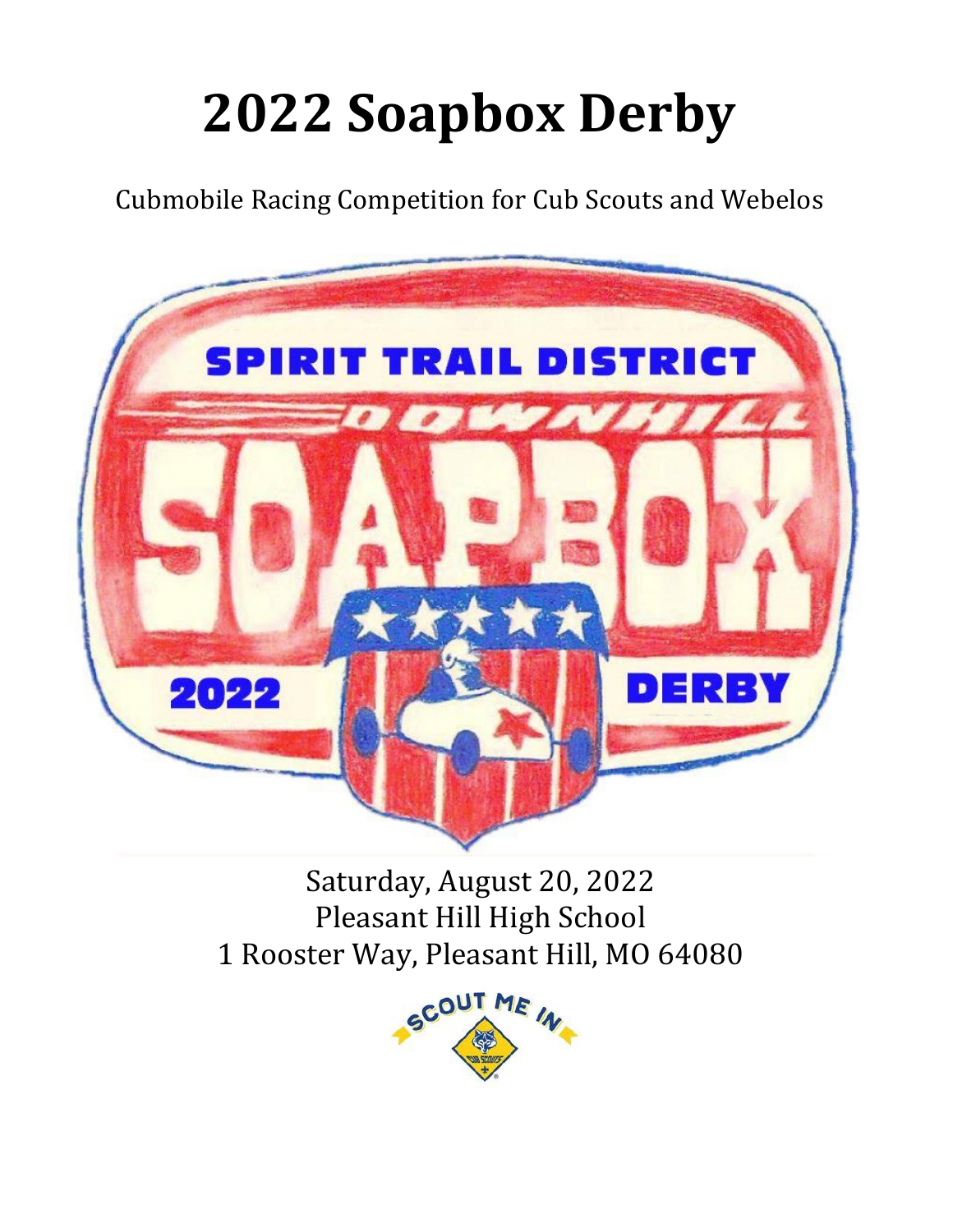# 2022 Soapbox Derby

Cubmobile Racing Competition for Cub Scouts and Webelos

Saturday, August 20, 2022
Pleasant Hill High School
1 Rooster Way, Pleasant Hill, MO 64080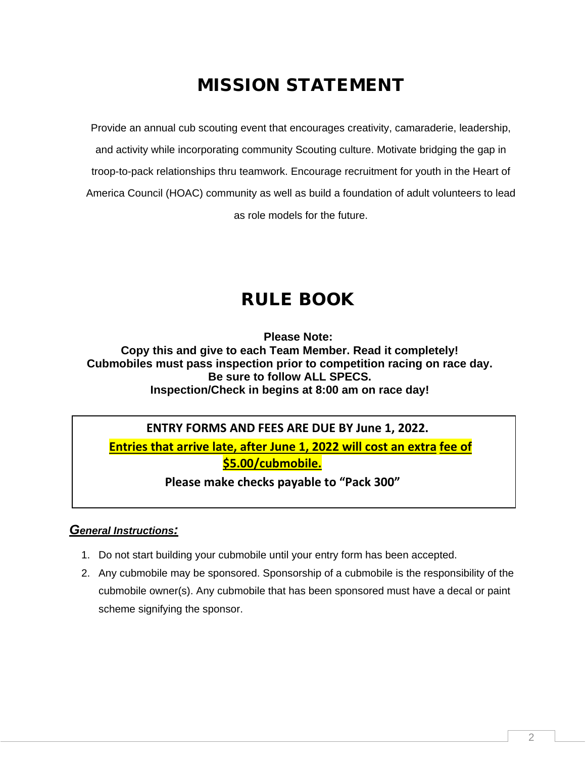# MISSION STATEMENT

Provide an annual cub scouting event that encourages creativity, camaraderie, leadership, and activity while incorporating community Scouting culture. Motivate bridging the gap in troop-to-pack relationships thru teamwork. Encourage recruitment for youth in the Heart of America Council (HOAC) community as well as build a foundation of adult volunteers to lead as role models for the future.

# RULE BOOK

**Please Note:**
**Copy this and give to each Team Member. Read it completely!**
**Cubmobiles must pass inspection prior to competition racing on race day.**
**Be sure to follow ALL SPECS.**
**Inspection/Check in begins at 8:00 am on race day!**

**ENTRY FORMS AND FEES ARE DUE BY June 1, 2022.**

**Entries that arrive late, after June 1, 2022 will cost an extra fee of $5.00/cubmobile.**

**Please make checks payable to "Pack 300"**

***General Instructions:***

1. Do not start building your cubmobile until your entry form has been accepted.
2. Any cubmobile may be sponsored. Sponsorship of a cubmobile is the responsibility of the cubmobile owner(s). Any cubmobile that has been sponsored must have a decal or paint scheme signifying the sponsor.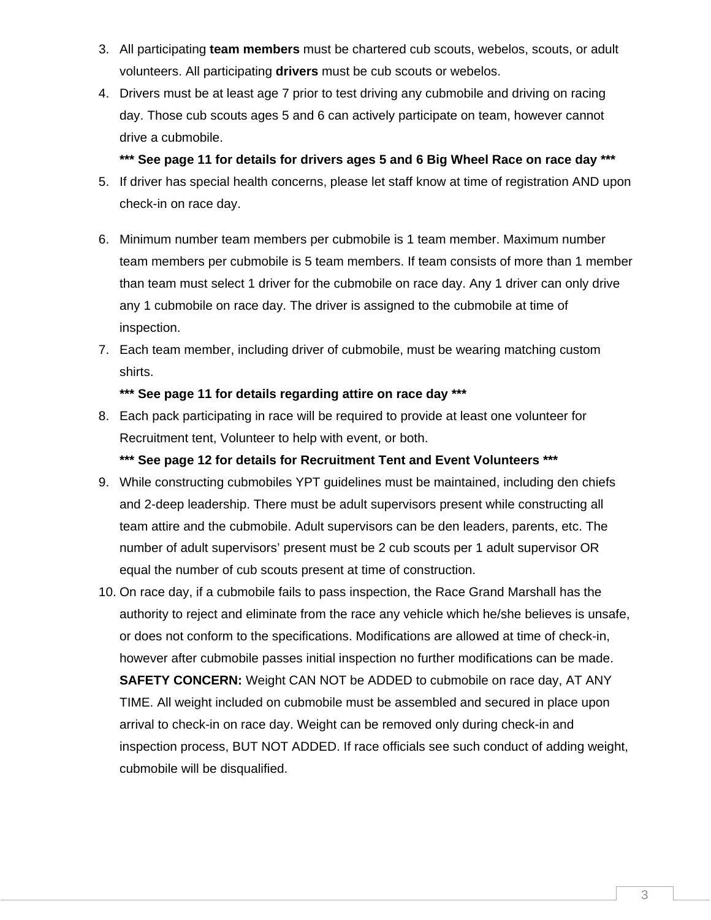3. All participating **team members** must be chartered cub scouts, webelos, scouts, or adult volunteers. All participating **drivers** must be cub scouts or webelos.
4. Drivers must be at least age 7 prior to test driving any cubmobile and driving on racing day. Those cub scouts ages 5 and 6 can actively participate on team, however cannot drive a cubmobile.

   **\*\*\* See page 11 for details for drivers ages 5 and 6 Big Wheel Race on race day \*\*\***
5. If driver has special health concerns, please let staff know at time of registration AND upon check-in on race day.
6. Minimum number team members per cubmobile is 1 team member. Maximum number team members per cubmobile is 5 team members. If team consists of more than 1 member than team must select 1 driver for the cubmobile on race day. Any 1 driver can only drive any 1 cubmobile on race day. The driver is assigned to the cubmobile at time of inspection.
7. Each team member, including driver of cubmobile, must be wearing matching custom shirts.

   **\*\*\* See page 11 for details regarding attire on race day \*\*\***
8. Each pack participating in race will be required to provide at least one volunteer for Recruitment tent, Volunteer to help with event, or both.

   **\*\*\* See page 12 for details for Recruitment Tent and Event Volunteers \*\*\***
9. While constructing cubmobiles YPT guidelines must be maintained, including den chiefs and 2-deep leadership. There must be adult supervisors present while constructing all team attire and the cubmobile. Adult supervisors can be den leaders, parents, etc. The number of adult supervisors' present must be 2 cub scouts per 1 adult supervisor OR equal the number of cub scouts present at time of construction.
10. On race day, if a cubmobile fails to pass inspection, the Race Grand Marshall has the authority to reject and eliminate from the race any vehicle which he/she believes is unsafe, or does not conform to the specifications. Modifications are allowed at time of check-in, however after cubmobile passes initial inspection no further modifications can be made. **SAFETY CONCERN:** Weight CAN NOT be ADDED to cubmobile on race day, AT ANY TIME. All weight included on cubmobile must be assembled and secured in place upon arrival to check-in on race day. Weight can be removed only during check-in and inspection process, BUT NOT ADDED. If race officials see such conduct of adding weight, cubmobile will be disqualified.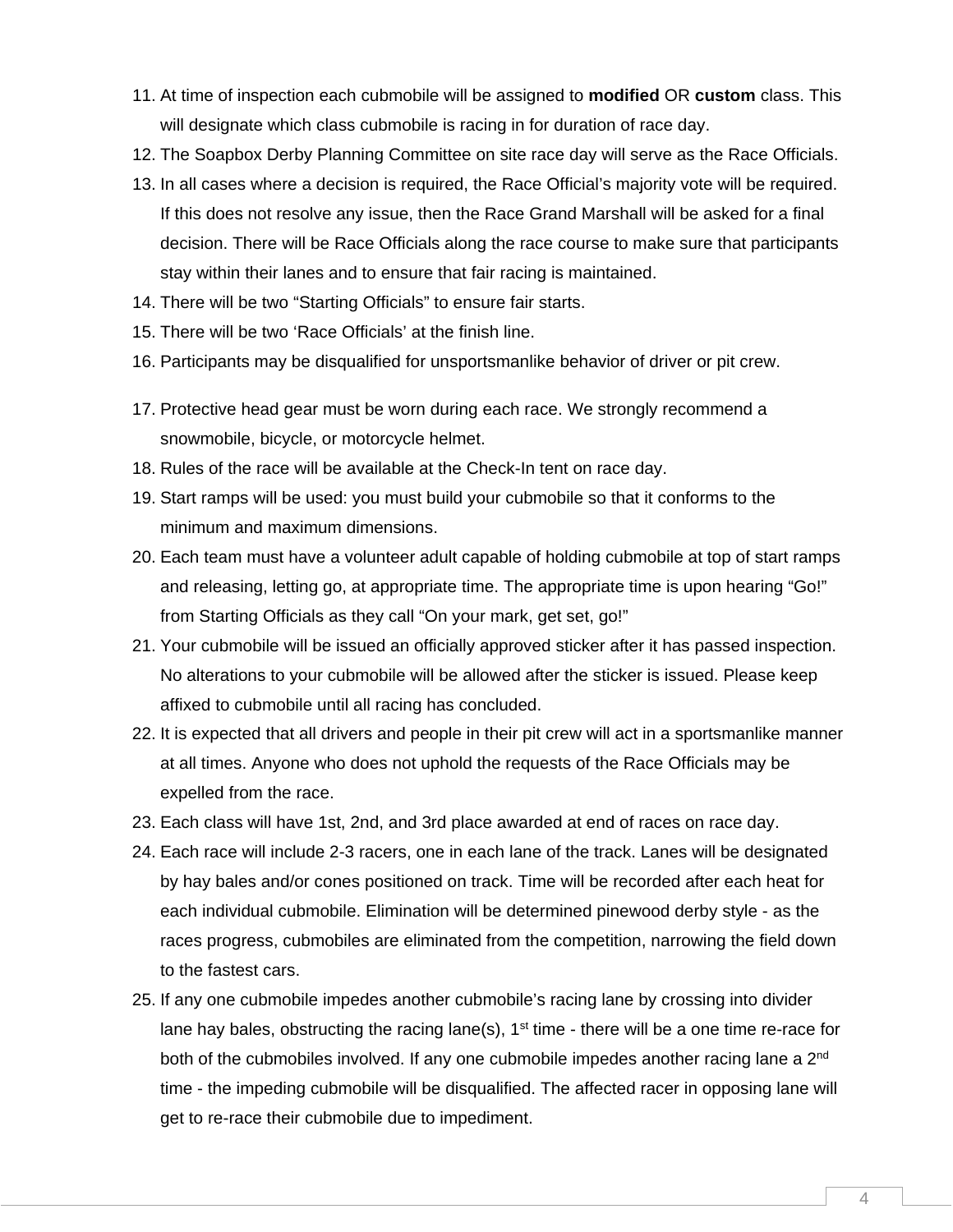11. At time of inspection each cubmobile will be assigned to **modified** OR **custom** class. This will designate which class cubmobile is racing in for duration of race day.
12. The Soapbox Derby Planning Committee on site race day will serve as the Race Officials.
13. In all cases where a decision is required, the Race Official's majority vote will be required. If this does not resolve any issue, then the Race Grand Marshall will be asked for a final decision. There will be Race Officials along the race course to make sure that participants stay within their lanes and to ensure that fair racing is maintained.
14. There will be two "Starting Officials" to ensure fair starts.
15. There will be two 'Race Officials' at the finish line.
16. Participants may be disqualified for unsportsmanlike behavior of driver or pit crew.
17. Protective head gear must be worn during each race. We strongly recommend a snowmobile, bicycle, or motorcycle helmet.
18. Rules of the race will be available at the Check-In tent on race day.
19. Start ramps will be used: you must build your cubmobile so that it conforms to the minimum and maximum dimensions.
20. Each team must have a volunteer adult capable of holding cubmobile at top of start ramps and releasing, letting go, at appropriate time. The appropriate time is upon hearing "Go!" from Starting Officials as they call "On your mark, get set, go!"
21. Your cubmobile will be issued an officially approved sticker after it has passed inspection. No alterations to your cubmobile will be allowed after the sticker is issued. Please keep affixed to cubmobile until all racing has concluded.
22. It is expected that all drivers and people in their pit crew will act in a sportsmanlike manner at all times. Anyone who does not uphold the requests of the Race Officials may be expelled from the race.
23. Each class will have 1st, 2nd, and 3rd place awarded at end of races on race day.
24. Each race will include 2-3 racers, one in each lane of the track. Lanes will be designated by hay bales and/or cones positioned on track. Time will be recorded after each heat for each individual cubmobile. Elimination will be determined pinewood derby style - as the races progress, cubmobiles are eliminated from the competition, narrowing the field down to the fastest cars.
25. If any one cubmobile impedes another cubmobile's racing lane by crossing into divider lane hay bales, obstructing the racing lane(s), 1st time - there will be a one time re-race for both of the cubmobiles involved. If any one cubmobile impedes another racing lane a 2nd time - the impeding cubmobile will be disqualified. The affected racer in opposing lane will get to re-race their cubmobile due to impediment.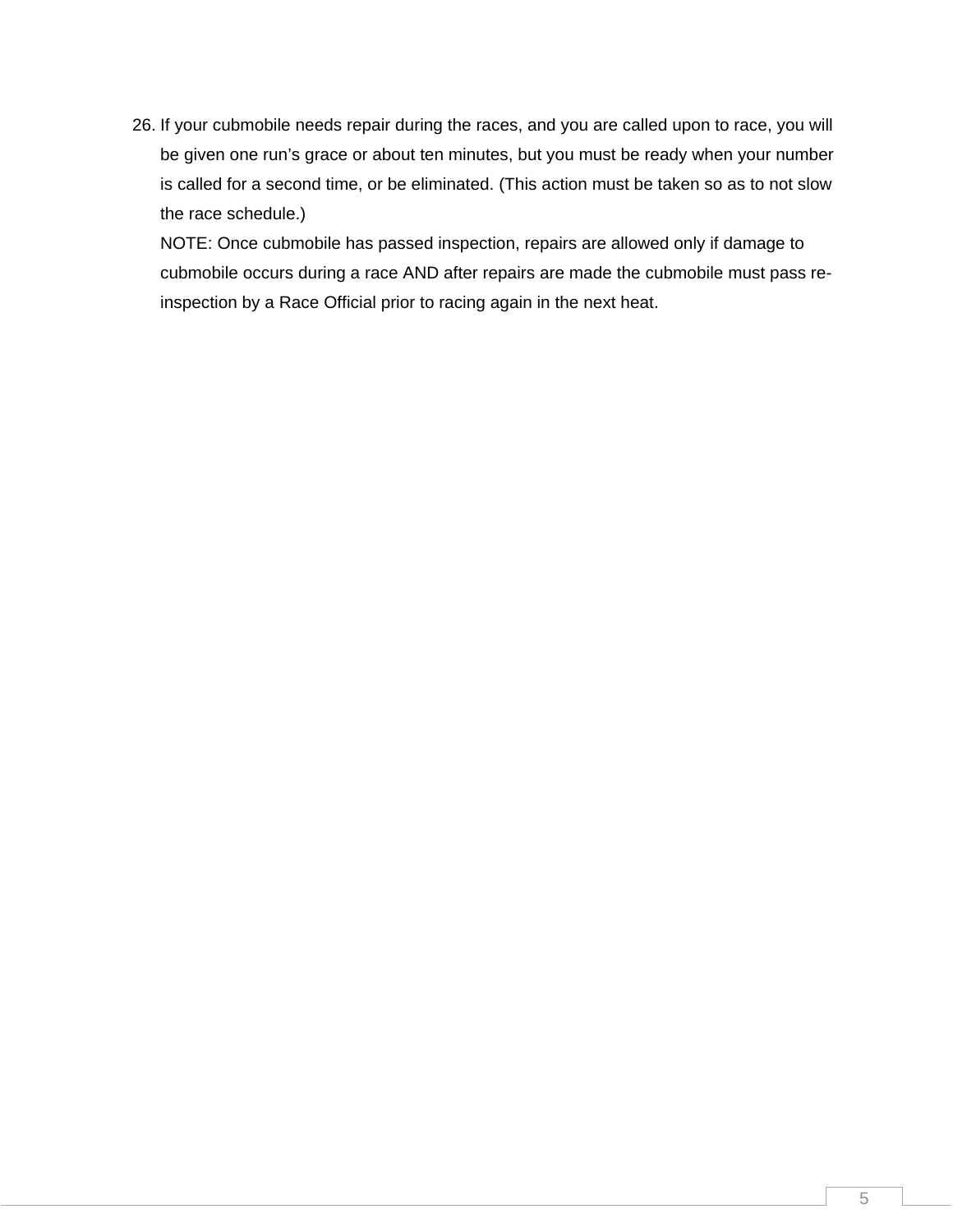26. If your cubmobile needs repair during the races, and you are called upon to race, you will be given one run's grace or about ten minutes, but you must be ready when your number is called for a second time, or be eliminated. (This action must be taken so as to not slow the race schedule.)

    NOTE: Once cubmobile has passed inspection, repairs are allowed only if damage to cubmobile occurs during a race AND after repairs are made the cubmobile must pass re-inspection by a Race Official prior to racing again in the next heat.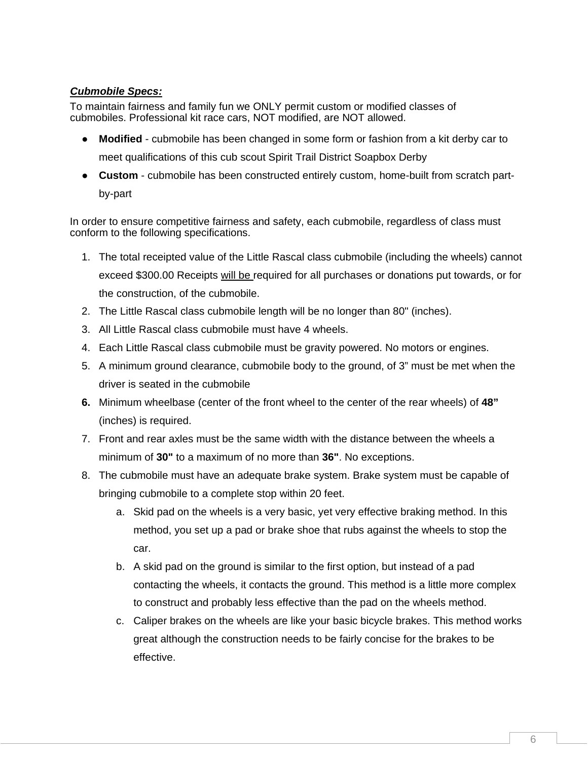***Cubmobile Specs:***

To maintain fairness and family fun we ONLY permit custom or modified classes of cubmobiles. Professional kit race cars, NOT modified, are NOT allowed.

- **Modified** - cubmobile has been changed in some form or fashion from a kit derby car to meet qualifications of this cub scout Spirit Trail District Soapbox Derby
- **Custom** - cubmobile has been constructed entirely custom, home-built from scratch part-by-part

In order to ensure competitive fairness and safety, each cubmobile, regardless of class must conform to the following specifications.

1. The total receipted value of the Little Rascal class cubmobile (including the wheels) cannot exceed $300.00 Receipts <u>will be </u>required for all purchases or donations put towards, or for the construction, of the cubmobile.
2. The Little Rascal class cubmobile length will be no longer than 80" (inches).
3. All Little Rascal class cubmobile must have 4 wheels.
4. Each Little Rascal class cubmobile must be gravity powered. No motors or engines.
5. A minimum ground clearance, cubmobile body to the ground, of 3” must be met when the driver is seated in the cubmobile
6. Minimum wheelbase (center of the front wheel to the center of the rear wheels) of **48”** (inches) is required.
7. Front and rear axles must be the same width with the distance between the wheels a minimum of **30"** to a maximum of no more than **36"**. No exceptions.
8. The cubmobile must have an adequate brake system. Brake system must be capable of bringing cubmobile to a complete stop within 20 feet.
   a. Skid pad on the wheels is a very basic, yet very effective braking method. In this method, you set up a pad or brake shoe that rubs against the wheels to stop the car.
   b. A skid pad on the ground is similar to the first option, but instead of a pad contacting the wheels, it contacts the ground. This method is a little more complex to construct and probably less effective than the pad on the wheels method.
   c. Caliper brakes on the wheels are like your basic bicycle brakes. This method works great although the construction needs to be fairly concise for the brakes to be effective.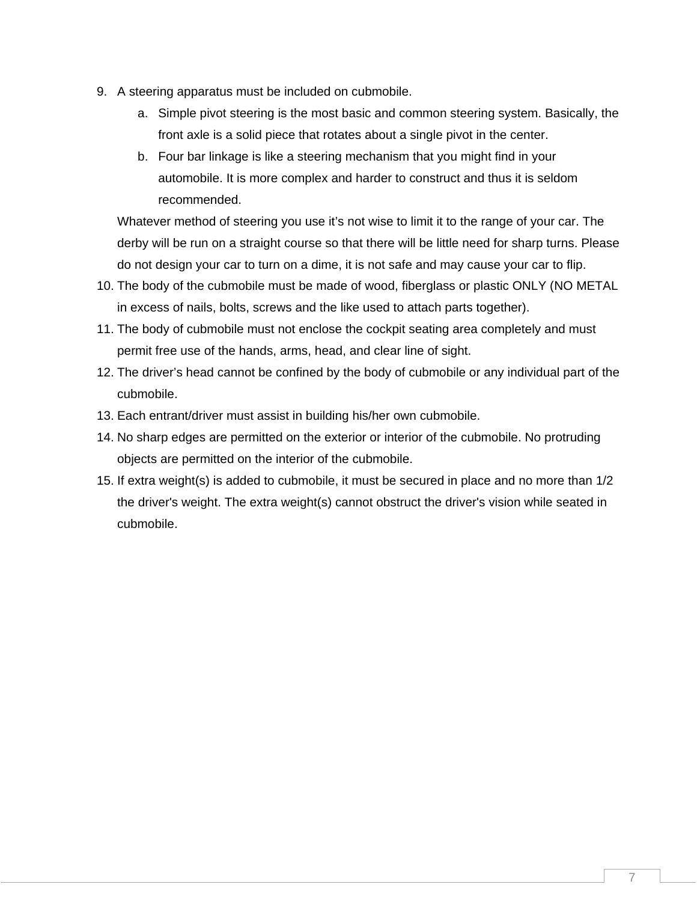9. A steering apparatus must be included on cubmobile.
    a. Simple pivot steering is the most basic and common steering system. Basically, the front axle is a solid piece that rotates about a single pivot in the center.
    b. Four bar linkage is like a steering mechanism that you might find in your automobile. It is more complex and harder to construct and thus it is seldom recommended.

   Whatever method of steering you use it's not wise to limit it to the range of your car. The derby will be run on a straight course so that there will be little need for sharp turns. Please do not design your car to turn on a dime, it is not safe and may cause your car to flip.
10. The body of the cubmobile must be made of wood, fiberglass or plastic ONLY (NO METAL in excess of nails, bolts, screws and the like used to attach parts together).
11. The body of cubmobile must not enclose the cockpit seating area completely and must permit free use of the hands, arms, head, and clear line of sight.
12. The driver's head cannot be confined by the body of cubmobile or any individual part of the cubmobile.
13. Each entrant/driver must assist in building his/her own cubmobile.
14. No sharp edges are permitted on the exterior or interior of the cubmobile. No protruding objects are permitted on the interior of the cubmobile.
15. If extra weight(s) is added to cubmobile, it must be secured in place and no more than 1/2 the driver's weight. The extra weight(s) cannot obstruct the driver's vision while seated in cubmobile.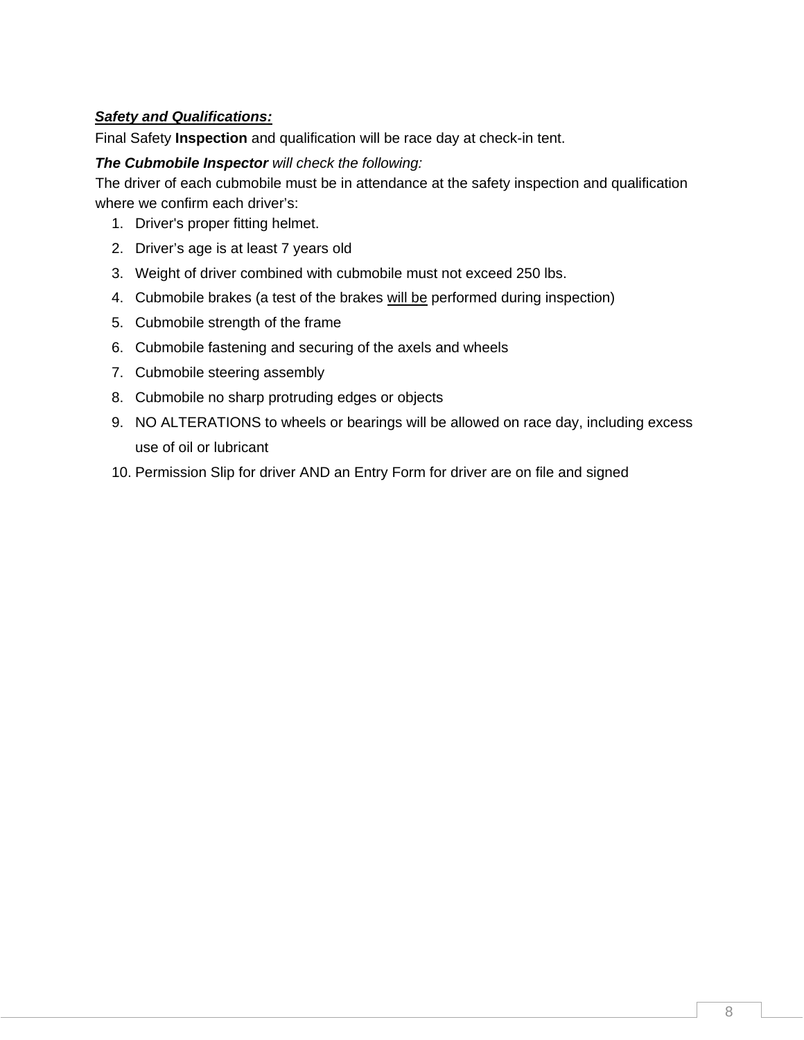***Safety and Qualifications:***

Final Safety **Inspection** and qualification will be race day at check-in tent.

***The Cubmobile Inspector*** *will check the following:*

The driver of each cubmobile must be in attendance at the safety inspection and qualification where we confirm each driver's:

1. Driver's proper fitting helmet.
2. Driver's age is at least 7 years old
3. Weight of driver combined with cubmobile must not exceed 250 lbs.
4. Cubmobile brakes (a test of the brakes will be performed during inspection)
5. Cubmobile strength of the frame
6. Cubmobile fastening and securing of the axels and wheels
7. Cubmobile steering assembly
8. Cubmobile no sharp protruding edges or objects
9. NO ALTERATIONS to wheels or bearings will be allowed on race day, including excess use of oil or lubricant
10. Permission Slip for driver AND an Entry Form for driver are on file and signed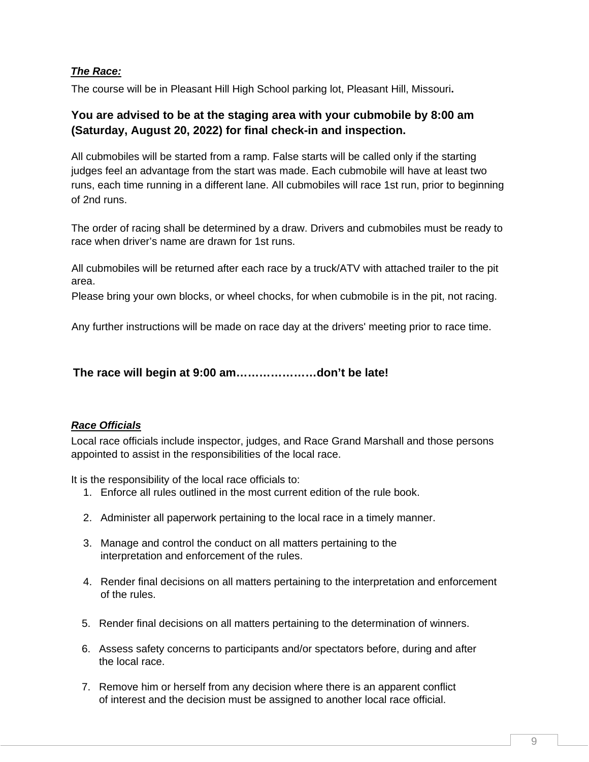***The Race:***

The course will be in Pleasant Hill High School parking lot, Pleasant Hill, Missouri**.**

**You are advised to be at the staging area with your cubmobile by 8:00 am (Saturday, August 20, 2022) for final check-in and inspection.**

All cubmobiles will be started from a ramp. False starts will be called only if the starting judges feel an advantage from the start was made. Each cubmobile will have at least two runs, each time running in a different lane. All cubmobiles will race 1st run, prior to beginning of 2nd runs.

The order of racing shall be determined by a draw. Drivers and cubmobiles must be ready to race when driver's name are drawn for 1st runs.

All cubmobiles will be returned after each race by a truck/ATV with attached trailer to the pit area.
Please bring your own blocks, or wheel chocks, for when cubmobile is in the pit, not racing.

Any further instructions will be made on race day at the drivers' meeting prior to race time.

**The race will begin at 9:00 am…………………don't be late!**

***Race Officials***

Local race officials include inspector, judges, and Race Grand Marshall and those persons appointed to assist in the responsibilities of the local race.

It is the responsibility of the local race officials to:

1. Enforce all rules outlined in the most current edition of the rule book.
2. Administer all paperwork pertaining to the local race in a timely manner.
3. Manage and control the conduct on all matters pertaining to the interpretation and enforcement of the rules.
4. Render final decisions on all matters pertaining to the interpretation and enforcement of the rules.
5. Render final decisions on all matters pertaining to the determination of winners.
6. Assess safety concerns to participants and/or spectators before, during and after the local race.
7. Remove him or herself from any decision where there is an apparent conflict of interest and the decision must be assigned to another local race official.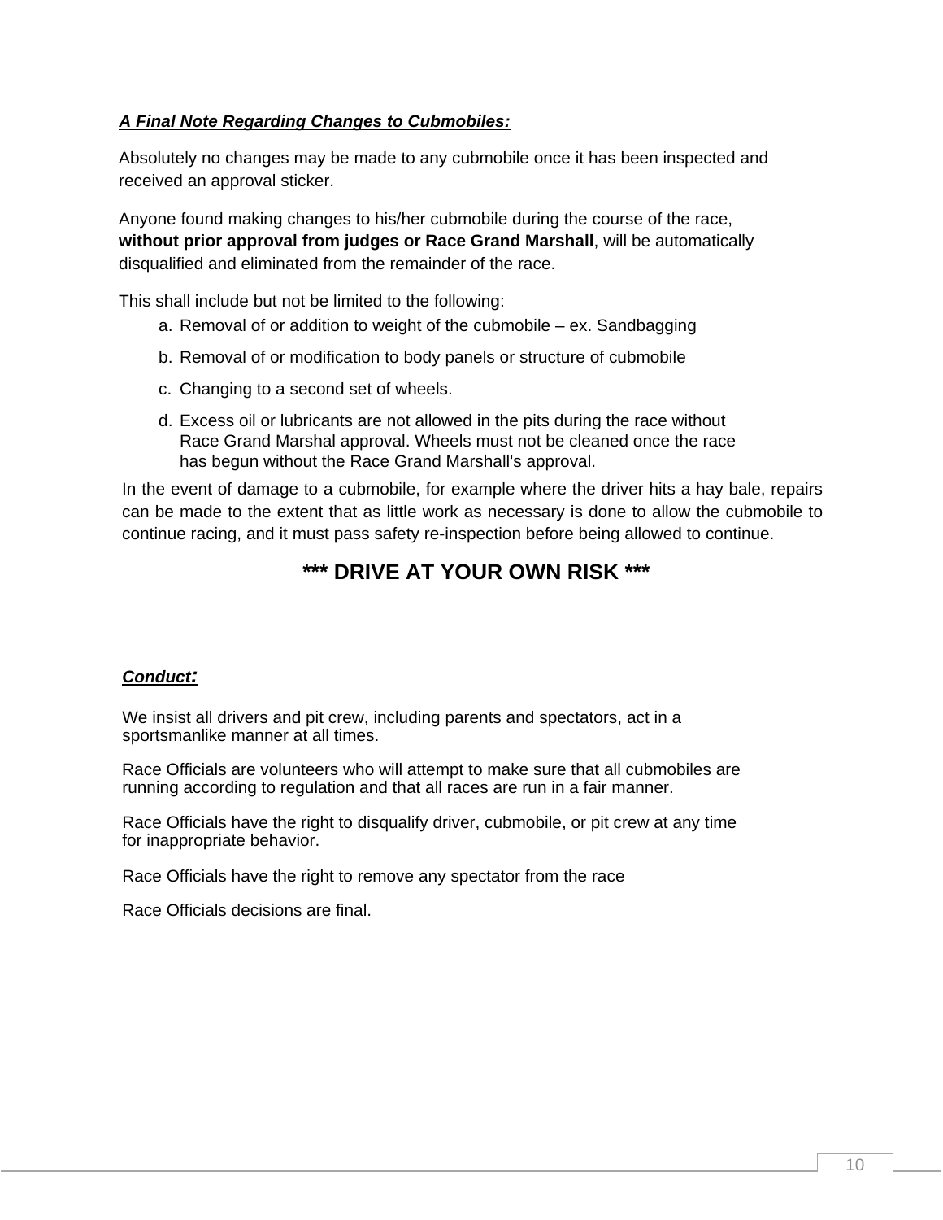***A Final Note Regarding Changes to Cubmobiles:***

Absolutely no changes may be made to any cubmobile once it has been inspected and received an approval sticker.

Anyone found making changes to his/her cubmobile during the course of the race, **without prior approval from judges or Race Grand Marshall**, will be automatically disqualified and eliminated from the remainder of the race.

This shall include but not be limited to the following:

a. Removal of or addition to weight of the cubmobile – ex. Sandbagging
b. Removal of or modification to body panels or structure of cubmobile
c. Changing to a second set of wheels.
d. Excess oil or lubricants are not allowed in the pits during the race without Race Grand Marshal approval. Wheels must not be cleaned once the race has begun without the Race Grand Marshall's approval.

In the event of damage to a cubmobile, for example where the driver hits a hay bale, repairs can be made to the extent that as little work as necessary is done to allow the cubmobile to continue racing, and it must pass safety re-inspection before being allowed to continue.

**\*\*\* DRIVE AT YOUR OWN RISK \*\*\***

***Conduct:***

We insist all drivers and pit crew, including parents and spectators, act in a sportsmanlike manner at all times.

Race Officials are volunteers who will attempt to make sure that all cubmobiles are running according to regulation and that all races are run in a fair manner.

Race Officials have the right to disqualify driver, cubmobile, or pit crew at any time for inappropriate behavior.

Race Officials have the right to remove any spectator from the race

Race Officials decisions are final.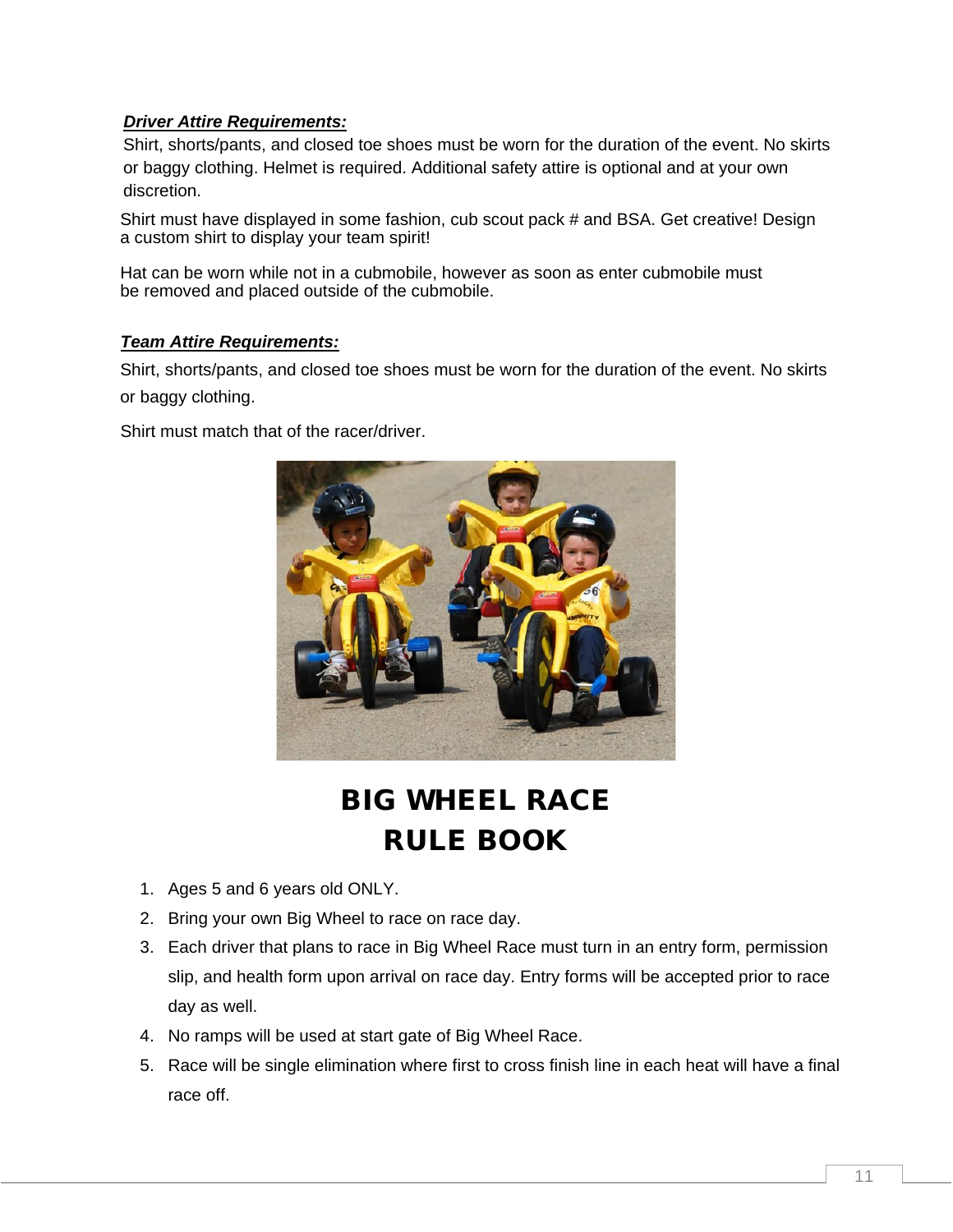***Driver Attire Requirements:***

Shirt, shorts/pants, and closed toe shoes must be worn for the duration of the event. No skirts or baggy clothing. Helmet is required. Additional safety attire is optional and at your own discretion.

Shirt must have displayed in some fashion, cub scout pack # and BSA. Get creative! Design a custom shirt to display your team spirit!

Hat can be worn while not in a cubmobile, however as soon as enter cubmobile must be removed and placed outside of the cubmobile.

***Team Attire Requirements:***

Shirt, shorts/pants, and closed toe shoes must be worn for the duration of the event. No skirts or baggy clothing.

Shirt must match that of the racer/driver.

# BIG WHEEL RACE RULE BOOK

1. Ages 5 and 6 years old ONLY.
2. Bring your own Big Wheel to race on race day.
3. Each driver that plans to race in Big Wheel Race must turn in an entry form, permission slip, and health form upon arrival on race day. Entry forms will be accepted prior to race day as well.
4. No ramps will be used at start gate of Big Wheel Race.
5. Race will be single elimination where first to cross finish line in each heat will have a final race off.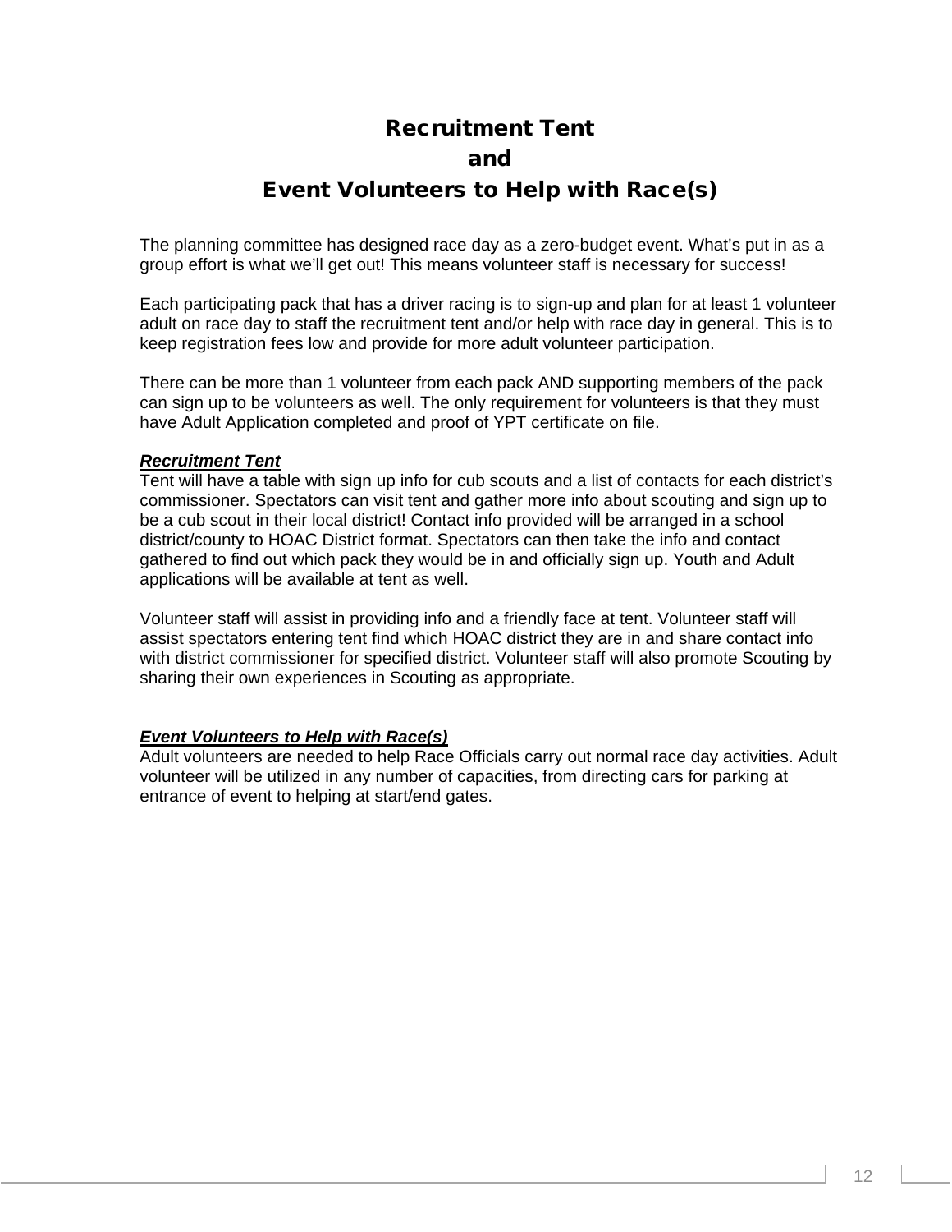# Recruitment Tent
# and
# Event Volunteers to Help with Race(s)

The planning committee has designed race day as a zero-budget event. What's put in as a group effort is what we'll get out! This means volunteer staff is necessary for success!

Each participating pack that has a driver racing is to sign-up and plan for at least 1 volunteer adult on race day to staff the recruitment tent and/or help with race day in general. This is to keep registration fees low and provide for more adult volunteer participation.

There can be more than 1 volunteer from each pack AND supporting members of the pack can sign up to be volunteers as well. The only requirement for volunteers is that they must have Adult Application completed and proof of YPT certificate on file.

***Recruitment Tent***

Tent will have a table with sign up info for cub scouts and a list of contacts for each district's commissioner. Spectators can visit tent and gather more info about scouting and sign up to be a cub scout in their local district! Contact info provided will be arranged in a school district/county to HOAC District format. Spectators can then take the info and contact gathered to find out which pack they would be in and officially sign up. Youth and Adult applications will be available at tent as well.

Volunteer staff will assist in providing info and a friendly face at tent. Volunteer staff will assist spectators entering tent find which HOAC district they are in and share contact info with district commissioner for specified district. Volunteer staff will also promote Scouting by sharing their own experiences in Scouting as appropriate.

***Event Volunteers to Help with Race(s)***

Adult volunteers are needed to help Race Officials carry out normal race day activities. Adult volunteer will be utilized in any number of capacities, from directing cars for parking at entrance of event to helping at start/end gates.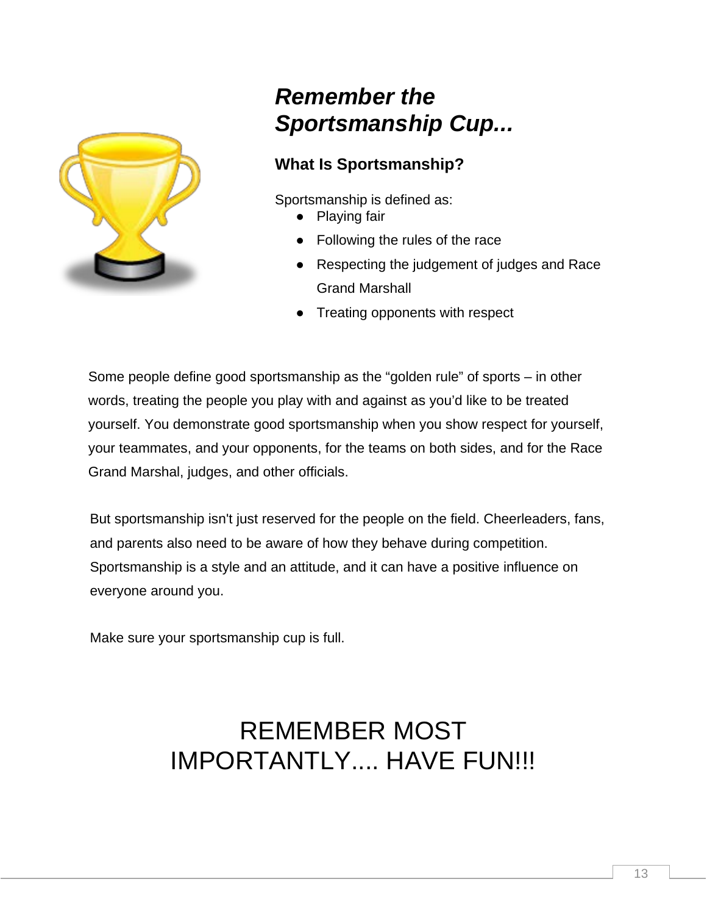## *Remember the Sportsmanship Cup...*

### What Is Sportsmanship?

Sportsmanship is defined as:

- Playing fair
- Following the rules of the race
- Respecting the judgement of judges and Race Grand Marshall
- Treating opponents with respect

Some people define good sportsmanship as the “golden rule” of sports – in other words, treating the people you play with and against as you’d like to be treated yourself. You demonstrate good sportsmanship when you show respect for yourself, your teammates, and your opponents, for the teams on both sides, and for the Race Grand Marshal, judges, and other officials.

But sportsmanship isn't just reserved for the people on the field. Cheerleaders, fans, and parents also need to be aware of how they behave during competition. Sportsmanship is a style and an attitude, and it can have a positive influence on everyone around you.

Make sure your sportsmanship cup is full.

REMEMBER MOST IMPORTANTLY.... HAVE FUN!!!